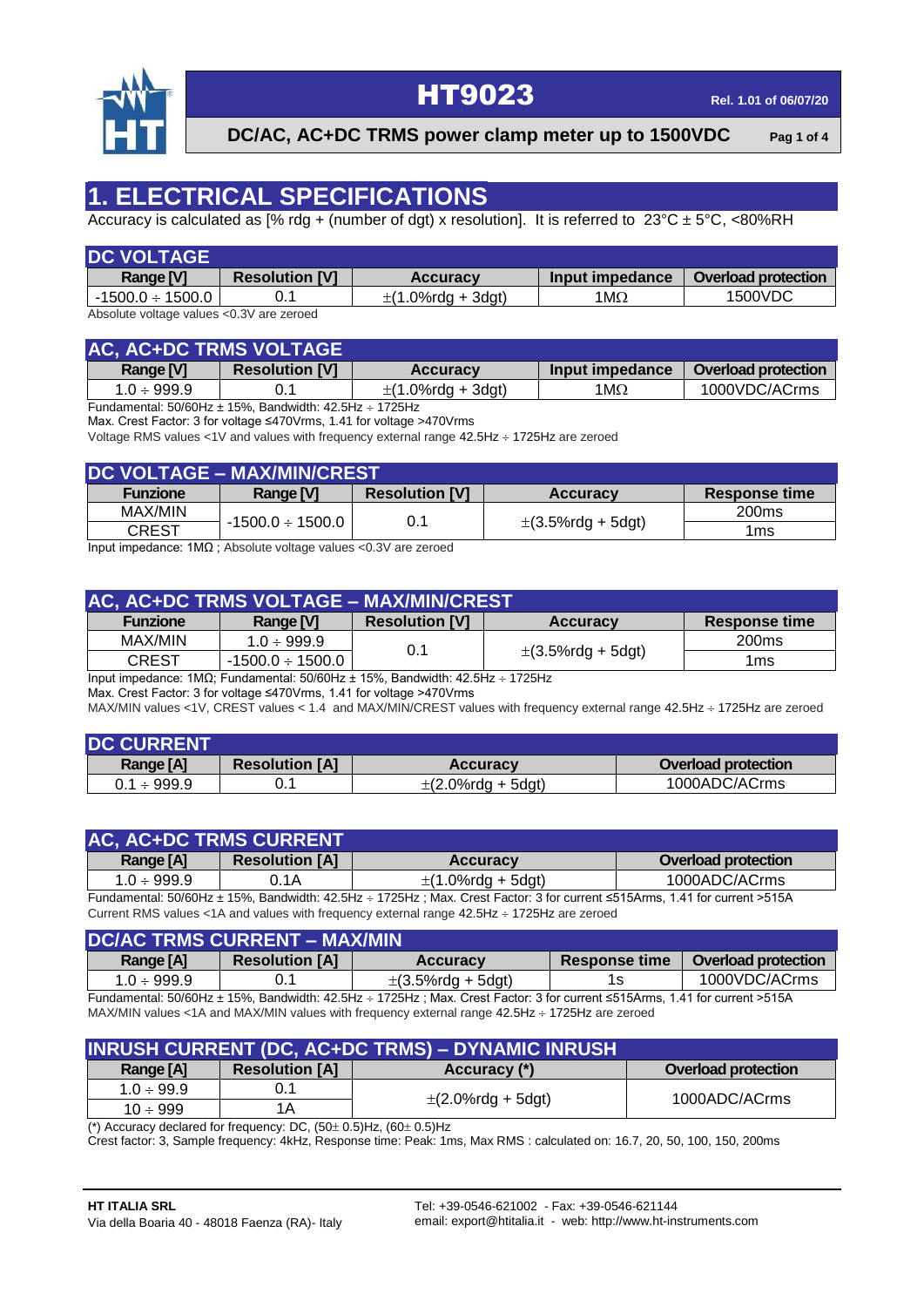# HT9023

## DC/AC, AC+DC TRMS power clamp meter up to 1500VDC

# 1. ELECTRICAL SPECIFICATIONS

Accuracy is calculated as [% rdg + (number of dgt) x resolution]. It is referred to 23°C ± 5°C, <80%RH

### DC VOLTAGE

| Range [V] | Resolution [V] | Accuracy | Input impedance | Overload protection |
|---|---|---|---|---|
| -1500.0 ÷ 1500.0 | 0.1 | ±(1.0%rdg + 3dgt) | 1MΩ | 1500VDC |

Absolute voltage values <0.3V are zeroed

### AC, AC+DC TRMS VOLTAGE

| Range [V] | Resolution [V] | Accuracy | Input impedance | Overload protection |
|---|---|---|---|---|
| 1.0 ÷ 999.9 | 0.1 | ±(1.0%rdg + 3dgt) | 1MΩ | 1000VDC/ACrms |

Fundamental: 50/60Hz ± 15%, Bandwidth: 42.5Hz ÷ 1725Hz

Max. Crest Factor: 3 for voltage ≤470Vrms, 1.41 for voltage >470Vrms

Voltage RMS values <1V and values with frequency external range 42.5Hz ÷ 1725Hz are zeroed

### DC VOLTAGE – MAX/MIN/CREST

| Funzione | Range [V] | Resolution [V] | Accuracy | Response time |
|---|---|---|---|---|
| MAX/MIN | -1500.0 ÷ 1500.0 | 0.1 | ±(3.5%rdg + 5dgt) | 200ms |
| CREST | | | | 1ms |

Input impedance: 1MΩ ; Absolute voltage values <0.3V are zeroed

### AC, AC+DC TRMS VOLTAGE – MAX/MIN/CREST

| Funzione | Range [V] | Resolution [V] | Accuracy | Response time |
|---|---|---|---|---|
| MAX/MIN | 1.0 ÷ 999.9 | 0.1 | ±(3.5%rdg + 5dgt) | 200ms |
| CREST | -1500.0 ÷ 1500.0 | | | 1ms |

Input impedance: 1MΩ; Fundamental: 50/60Hz ± 15%, Bandwidth: 42.5Hz ÷ 1725Hz

Max. Crest Factor: 3 for voltage ≤470Vrms, 1.41 for voltage >470Vrms

MAX/MIN values <1V, CREST values < 1.4 and MAX/MIN/CREST values with frequency external range 42.5Hz ÷ 1725Hz are zeroed

### DC CURRENT

| Range [A] | Resolution [A] | Accuracy | Overload protection |
|---|---|---|---|
| 0.1 ÷ 999.9 | 0.1 | ±(2.0%rdg + 5dgt) | 1000ADC/ACrms |

### AC, AC+DC TRMS CURRENT

| Range [A] | Resolution [A] | Accuracy | Overload protection |
|---|---|---|---|
| 1.0 ÷ 999.9 | 0.1A | ±(1.0%rdg + 5dgt) | 1000ADC/ACrms |

Fundamental: 50/60Hz ± 15%, Bandwidth: 42.5Hz ÷ 1725Hz ; Max. Crest Factor: 3 for current ≤515Arms, 1.41 for current >515A

Current RMS values <1A and values with frequency external range 42.5Hz ÷ 1725Hz are zeroed

### DC/AC TRMS CURRENT – MAX/MIN

| Range [A] | Resolution [A] | Accuracy | Response time | Overload protection |
|---|---|---|---|---|
| 1.0 ÷ 999.9 | 0.1 | ±(3.5%rdg + 5dgt) | 1s | 1000VDC/ACrms |

Fundamental: 50/60Hz ± 15%, Bandwidth: 42.5Hz ÷ 1725Hz ; Max. Crest Factor: 3 for current ≤515Arms, 1.41 for current >515A

MAX/MIN values <1A and MAX/MIN values with frequency external range 42.5Hz ÷ 1725Hz are zeroed

### INRUSH CURRENT (DC, AC+DC TRMS) – DYNAMIC INRUSH

| Range [A] | Resolution [A] | Accuracy (*) | Overload protection |
|---|---|---|---|
| 1.0 ÷ 99.9 | 0.1 | ±(2.0%rdg + 5dgt) | 1000ADC/ACrms |
| 10 ÷ 999 | 1A | | |

(*) Accuracy declared for frequency: DC, (50± 0.5)Hz, (60± 0.5)Hz

Crest factor: 3, Sample frequency: 4kHz, Response time: Peak: 1ms, Max RMS : calculated on: 16.7, 20, 50, 100, 150, 200ms

**HT ITALIA SRL**
Via della Boaria 40 - 48018 Faenza (RA)- Italy

Tel: +39-0546-621002 - Fax: +39-0546-621144
email: export@htitalia.it - web: http://www.ht-instruments.com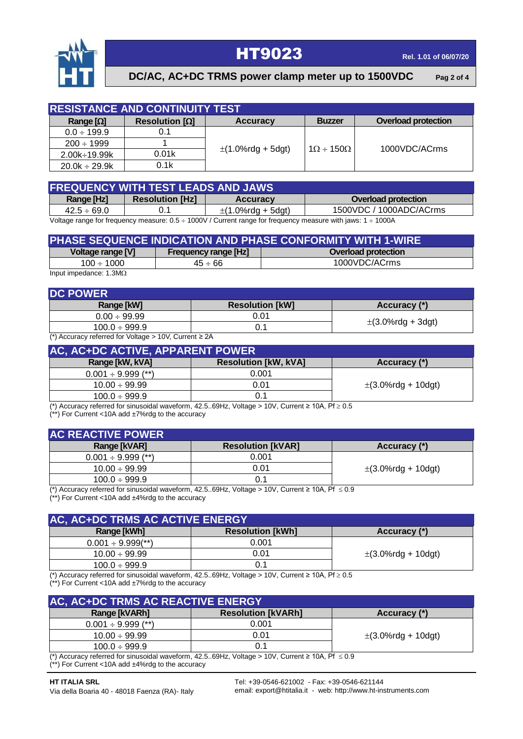## RESISTANCE AND CONTINUITY TEST

| Range [Ω] | Resolution [Ω] | Accuracy | Buzzer | Overload protection |
|---|---|---|---|---|
| 0.0 ÷ 199.9 | 0.1 | ±(1.0%rdg + 5dgt) | 1Ω ÷ 150Ω | 1000VDC/ACrms |
| 200 ÷ 1999 | 1 | | | |
| 2.00k÷19.99k | 0.01k | | | |
| 20.0k ÷ 29.9k | 0.1k | | | |

## FREQUENCY WITH TEST LEADS AND JAWS

| Range [Hz] | Resolution [Hz] | Accuracy | Overload protection |
|---|---|---|---|
| 42.5 ÷ 69.0 | 0.1 | ±(1.0%rdg + 5dgt) | 1500VDC / 1000ADC/ACrms |

Voltage range for frequency measure: 0.5 ÷ 1000V / Current range for frequency measure with jaws: 1 ÷ 1000A

## PHASE SEQUENCE INDICATION AND PHASE CONFORMITY WITH 1-WIRE

| Voltage range [V] | Frequency range [Hz] | Overload protection |
|---|---|---|
| 100 ÷ 1000 | 45 ÷ 66 | 1000VDC/ACrms |

Input impedance: 1.3MΩ

## DC POWER

| Range [kW] | Resolution [kW] | Accuracy (*) |
|---|---|---|
| 0.00 ÷ 99.99 | 0.01 | ±(3.0%rdg + 3dgt) |
| 100.0 ÷ 999.9 | 0.1 | |

(*) Accuracy referred for Voltage > 10V, Current ≥ 2A

## AC, AC+DC ACTIVE, APPARENT POWER

| Range [kW, kVA] | Resolution [kW, kVA] | Accuracy (*) |
|---|---|---|
| 0.001 ÷ 9.999 (**) | 0.001 | ±(3.0%rdg + 10dgt) |
| 10.00 ÷ 99.99 | 0.01 | |
| 100.0 ÷ 999.9 | 0.1 | |

(*) Accuracy referred for sinusoidal waveform, 42.5..69Hz, Voltage > 10V, Current ≥ 10A, Pf ≥ 0.5
(**) For Current <10A add ±7%rdg to the accuracy

## AC REACTIVE POWER

| Range [kVAR] | Resolution [kVAR] | Accuracy (*) |
|---|---|---|
| 0.001 ÷ 9.999 (**) | 0.001 | ±(3.0%rdg + 10dgt) |
| 10.00 ÷ 99.99 | 0.01 | |
| 100.0 ÷ 999.9 | 0.1 | |

(*) Accuracy referred for sinusoidal waveform, 42.5..69Hz, Voltage > 10V, Current ≥ 10A, Pf ≤ 0.9
(**) For Current <10A add ±4%rdg to the accuracy

## AC, AC+DC TRMS AC ACTIVE ENERGY

| Range [kWh] | Resolution [kWh] | Accuracy (*) |
|---|---|---|
| 0.001 ÷ 9.999(**) | 0.001 | ±(3.0%rdg + 10dgt) |
| 10.00 ÷ 99.99 | 0.01 | |
| 100.0 ÷ 999.9 | 0.1 | |

(*) Accuracy referred for sinusoidal waveform, 42.5..69Hz, Voltage > 10V, Current ≥ 10A, Pf ≥ 0.5
(**) For Current <10A add ±7%rdg to the accuracy

## AC, AC+DC TRMS AC REACTIVE ENERGY

| Range [kVARh] | Resolution [kVARh] | Accuracy (*) |
|---|---|---|
| 0.001 ÷ 9.999 (**) | 0.001 | ±(3.0%rdg + 10dgt) |
| 10.00 ÷ 99.99 | 0.01 | |
| 100.0 ÷ 999.9 | 0.1 | |

(*) Accuracy referred for sinusoidal waveform, 42.5..69Hz, Voltage > 10V, Current ≥ 10A, Pf ≤ 0.9
(**) For Current <10A add ±4%rdg to the accuracy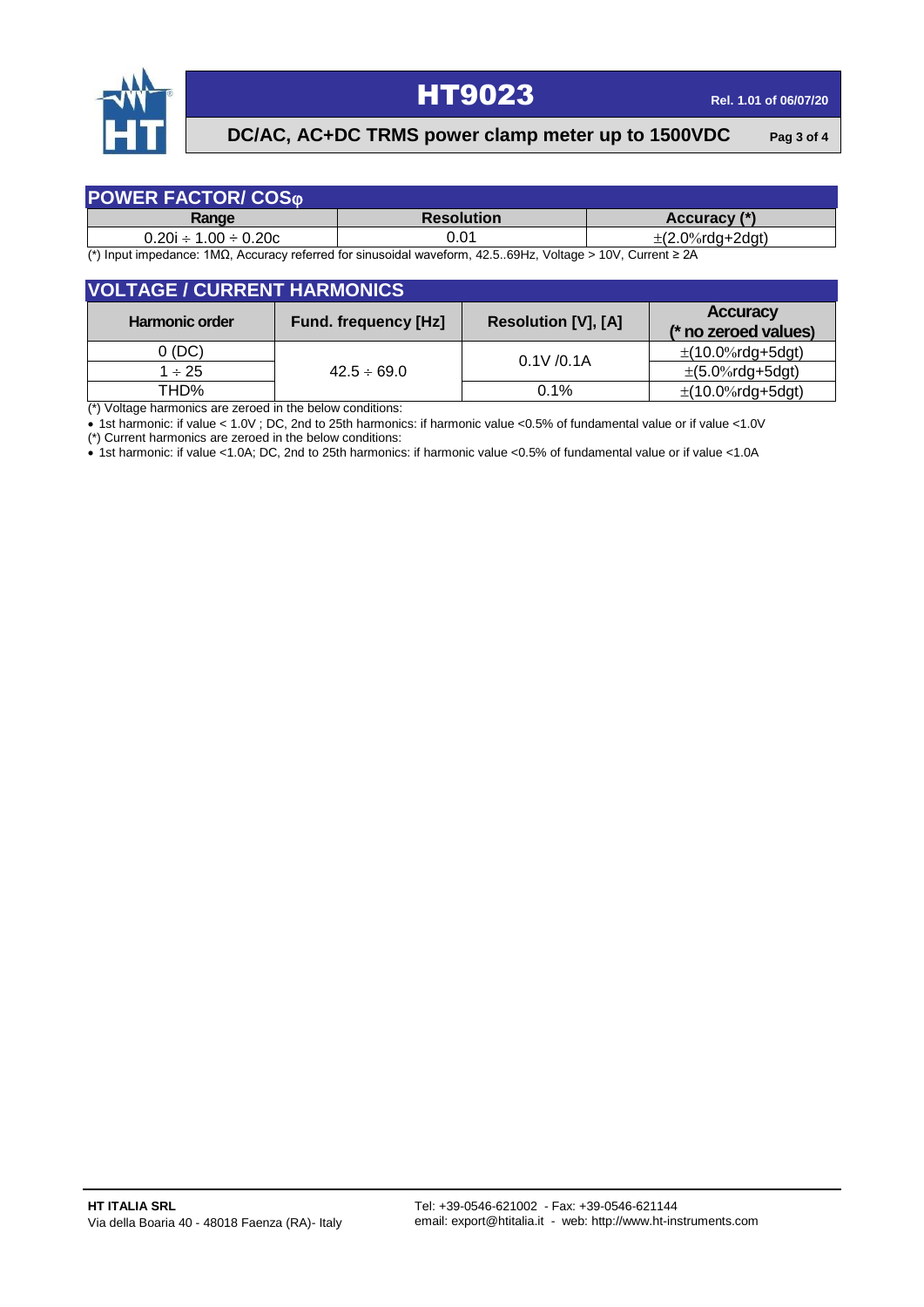## POWER FACTOR/ COSφ

| Range | Resolution | Accuracy (*) |
|---|---|---|
| 0.20i ÷ 1.00 ÷ 0.20c | 0.01 | ±(2.0%rdg+2dgt) |

(*) Input impedance: 1MΩ, Accuracy referred for sinusoidal waveform, 42.5..69Hz, Voltage > 10V, Current ≥ 2A

## VOLTAGE / CURRENT HARMONICS

| Harmonic order | Fund. frequency [Hz] | Resolution [V], [A] | Accuracy (* no zeroed values) |
|---|---|---|---|
| 0 (DC) | 42.5 ÷ 69.0 | 0.1V /0.1A | ±(10.0%rdg+5dgt) |
| 1 ÷ 25 | | | ±(5.0%rdg+5dgt) |
| THD% | | 0.1% | ±(10.0%rdg+5dgt) |

(*) Voltage harmonics are zeroed in the below conditions:

- 1st harmonic: if value < 1.0V ; DC, 2nd to 25th harmonics: if harmonic value <0.5% of fundamental value or if value <1.0V

(*) Current harmonics are zeroed in the below conditions:

- 1st harmonic: if value <1.0A; DC, 2nd to 25th harmonics: if harmonic value <0.5% of fundamental value or if value <1.0A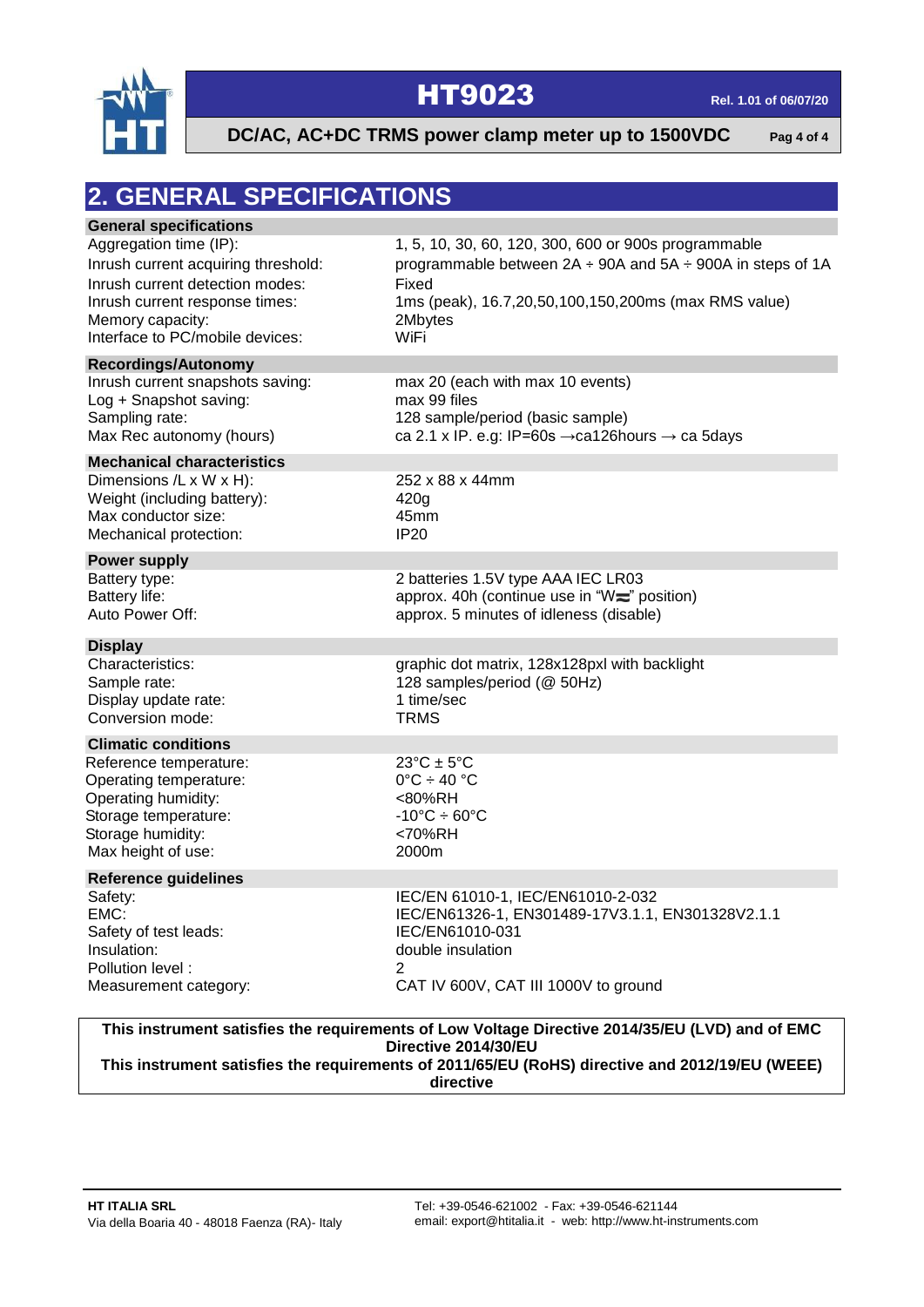## 2. GENERAL SPECIFICATIONS

| | |
|---|---|
| **General specifications** | |
| Aggregation time (IP): | 1, 5, 10, 30, 60, 120, 300, 600 or 900s programmable |
| Inrush current acquiring threshold: | programmable between 2A ÷ 90A and 5A ÷ 900A in steps of 1A |
| Inrush current detection modes: | Fixed |
| Inrush current response times: | 1ms (peak), 16.7,20,50,100,150,200ms (max RMS value) |
| Memory capacity: | 2Mbytes |
| Interface to PC/mobile devices: | WiFi |
| **Recordings/Autonomy** | |
| Inrush current snapshots saving: | max 20 (each with max 10 events) |
| Log + Snapshot saving: | max 99 files |
| Sampling rate: | 128 sample/period (basic sample) |
| Max Rec autonomy (hours) | ca 2.1 x IP. e.g: IP=60s →ca126hours → ca 5days |
| **Mechanical characteristics** | |
| Dimensions /L x W x H): | 252 x 88 x 44mm |
| Weight (including battery): | 420g |
| Max conductor size: | 45mm |
| Mechanical protection: | IP20 |
| **Power supply** | |
| Battery type: | 2 batteries 1.5V type AAA IEC LR03 |
| Battery life: | approx. 40h (continue use in "W⎓" position) |
| Auto Power Off: | approx. 5 minutes of idleness (disable) |
| **Display** | |
| Characteristics: | graphic dot matrix, 128x128pxl with backlight |
| Sample rate: | 128 samples/period (@ 50Hz) |
| Display update rate: | 1 time/sec |
| Conversion mode: | TRMS |
| **Climatic conditions** | |
| Reference temperature: | 23°C ± 5°C |
| Operating temperature: | 0°C ÷ 40 °C |
| Operating humidity: | <80%RH |
| Storage temperature: | -10°C ÷ 60°C |
| Storage humidity: | <70%RH |
| Max height of use: | 2000m |
| **Reference guidelines** | |
| Safety: | IEC/EN 61010-1, IEC/EN61010-2-032 |
| EMC: | IEC/EN61326-1, EN301489-17V3.1.1, EN301328V2.1.1 |
| Safety of test leads: | IEC/EN61010-031 |
| Insulation: | double insulation |
| Pollution level : | 2 |
| Measurement category: | CAT IV 600V, CAT III 1000V to ground |

**This instrument satisfies the requirements of Low Voltage Directive 2014/35/EU (LVD) and of EMC Directive 2014/30/EU**

**This instrument satisfies the requirements of 2011/65/EU (RoHS) directive and 2012/19/EU (WEEE) directive**

**HT ITALIA SRL**
Via della Boaria 40 - 48018 Faenza (RA)- Italy

Tel: +39-0546-621002 - Fax: +39-0546-621144
email: export@htitalia.it - web: http://www.ht-instruments.com